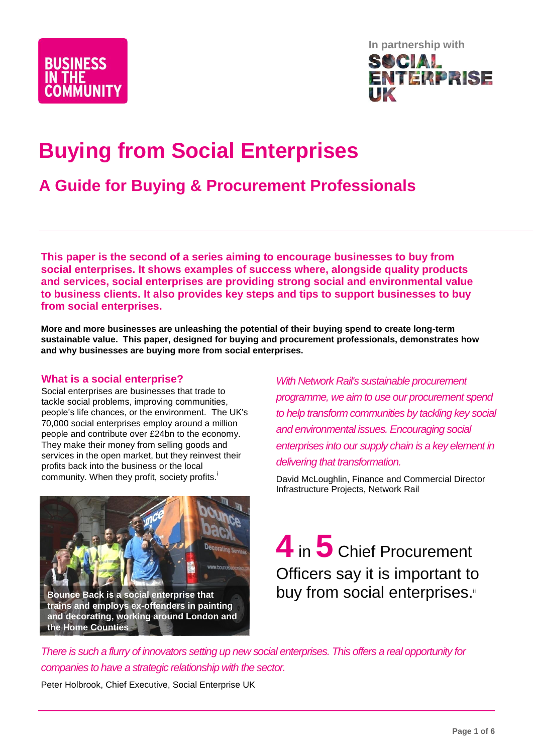BUSINESS IN THE COMMUNITY

In partnership with SOCIAL ENTERPRISE UK

# Buying from Social Enterprises

## A Guide for Buying & Procurement Professionals

**This paper is the second of a series aiming to encourage businesses to buy from social enterprises. It shows examples of success where, alongside quality products and services, social enterprises are providing strong social and environmental value to business clients. It also provides key steps and tips to support businesses to buy from social enterprises.**

**More and more businesses are unleashing the potential of their buying spend to create long-term sustainable value. This paper, designed for buying and procurement professionals, demonstrates how and why businesses are buying more from social enterprises.**

### What is a social enterprise?

Social enterprises are businesses that trade to tackle social problems, improving communities, people's life chances, or the environment. The UK's 70,000 social enterprises employ around a million people and contribute over £24bn to the economy. They make their money from selling goods and services in the open market, but they reinvest their profits back into the business or the local community. When they profit, society profits.[i]

**Bounce Back is a social enterprise that trains and employs ex-offenders in painting and decorating, working around London and the Home Counties**

*With Network Rail's sustainable procurement programme, we aim to use our procurement spend to help transform communities by tackling key social and environmental issues. Encouraging social enterprises into our supply chain is a key element in delivering that transformation.*

David McLoughlin, Finance and Commercial Director Infrastructure Projects, Network Rail

**4** in **5** Chief Procurement Officers say it is important to buy from social enterprises.[ii]

*There is such a flurry of innovators setting up new social enterprises. This offers a real opportunity for companies to have a strategic relationship with the sector.*

Peter Holbrook, Chief Executive, Social Enterprise UK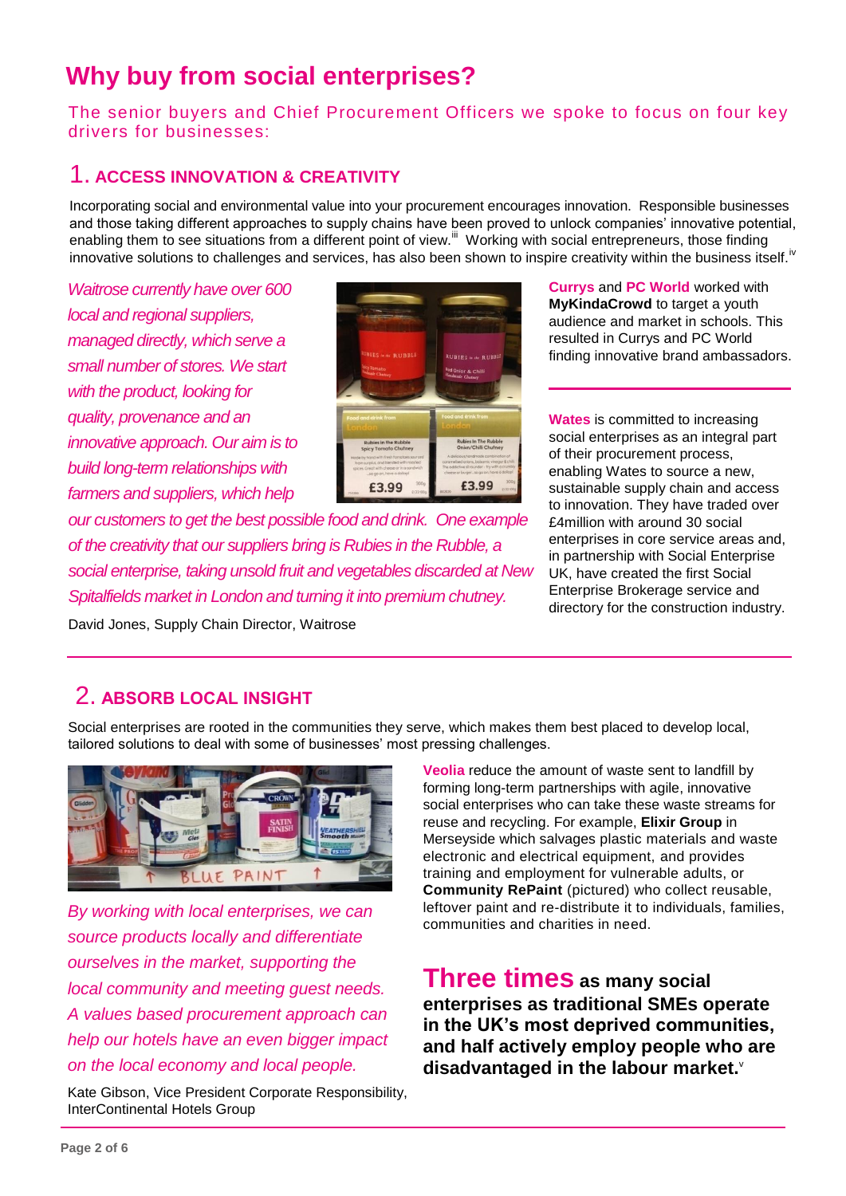# Why buy from social enterprises?

The senior buyers and Chief Procurement Officers we spoke to focus on four key drivers for businesses:

## 1. ACCESS INNOVATION & CREATIVITY

Incorporating social and environmental value into your procurement encourages innovation. Responsible businesses and those taking different approaches to supply chains have been proved to unlock companies' innovative potential, enabling them to see situations from a different point of view.[iii] Working with social entrepreneurs, those finding innovative solutions to challenges and services, has also been shown to inspire creativity within the business itself.[iv]

*Waitrose currently have over 600 local and regional suppliers, managed directly, which serve a small number of stores. We start with the product, looking for quality, provenance and an innovative approach. Our aim is to build long-term relationships with farmers and suppliers, which help our customers to get the best possible food and drink. One example of the creativity that our suppliers bring is Rubies in the Rubble, a social enterprise, taking unsold fruit and vegetables discarded at New Spitalfields market in London and turning it into premium chutney.*

David Jones, Supply Chain Director, Waitrose

**Currys** and **PC World** worked with **MyKindaCrowd** to target a youth audience and market in schools. This resulted in Currys and PC World finding innovative brand ambassadors.

**Wates** is committed to increasing social enterprises as an integral part of their procurement process, enabling Wates to source a new, sustainable supply chain and access to innovation. They have traded over £4million with around 30 social enterprises in core service areas and, in partnership with Social Enterprise UK, have created the first Social Enterprise Brokerage service and directory for the construction industry.

## 2. ABSORB LOCAL INSIGHT

Social enterprises are rooted in the communities they serve, which makes them best placed to develop local, tailored solutions to deal with some of businesses' most pressing challenges.

*By working with local enterprises, we can source products locally and differentiate ourselves in the market, supporting the local community and meeting guest needs. A values based procurement approach can help our hotels have an even bigger impact on the local economy and local people.*

Kate Gibson, Vice President Corporate Responsibility, InterContinental Hotels Group

**Veolia** reduce the amount of waste sent to landfill by forming long-term partnerships with agile, innovative social enterprises who can take these waste streams for reuse and recycling. For example, **Elixir Group** in Merseyside which salvages plastic materials and waste electronic and electrical equipment, and provides training and employment for vulnerable adults, or **Community RePaint** (pictured) who collect reusable, leftover paint and re-distribute it to individuals, families, communities and charities in need.

**Three times as many social enterprises as traditional SMEs operate in the UK's most deprived communities, and half actively employ people who are disadvantaged in the labour market.**[v]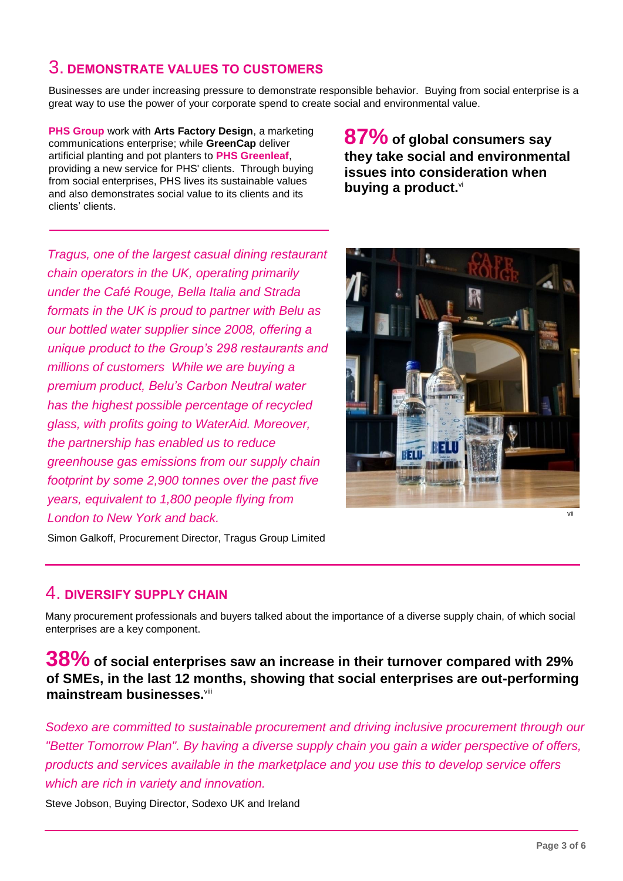## 3. DEMONSTRATE VALUES TO CUSTOMERS

Businesses are under increasing pressure to demonstrate responsible behavior. Buying from social enterprise is a great way to use the power of your corporate spend to create social and environmental value.

**PHS Group** work with **Arts Factory Design**, a marketing communications enterprise; while **GreenCap** deliver artificial planting and pot planters to **PHS Greenleaf**, providing a new service for PHS' clients. Through buying from social enterprises, PHS lives its sustainable values and also demonstrates social value to its clients and its clients' clients.

**87% of global consumers say they take social and environmental issues into consideration when buying a product.**[vi]

*Tragus, one of the largest casual dining restaurant chain operators in the UK, operating primarily under the Café Rouge, Bella Italia and Strada formats in the UK is proud to partner with Belu as our bottled water supplier since 2008, offering a unique product to the Group's 298 restaurants and millions of customers While we are buying a premium product, Belu's Carbon Neutral water has the highest possible percentage of recycled glass, with profits going to WaterAid. Moreover, the partnership has enabled us to reduce greenhouse gas emissions from our supply chain footprint by some 2,900 tonnes over the past five years, equivalent to 1,800 people flying from London to New York and back.*

Simon Galkoff, Procurement Director, Tragus Group Limited

[vii]

## 4. DIVERSIFY SUPPLY CHAIN

Many procurement professionals and buyers talked about the importance of a diverse supply chain, of which social enterprises are a key component.

**38% of social enterprises saw an increase in their turnover compared with 29% of SMEs, in the last 12 months, showing that social enterprises are out-performing mainstream businesses.**[viii]

*Sodexo are committed to sustainable procurement and driving inclusive procurement through our "Better Tomorrow Plan". By having a diverse supply chain you gain a wider perspective of offers, products and services available in the marketplace and you use this to develop service offers which are rich in variety and innovation.*

Steve Jobson, Buying Director, Sodexo UK and Ireland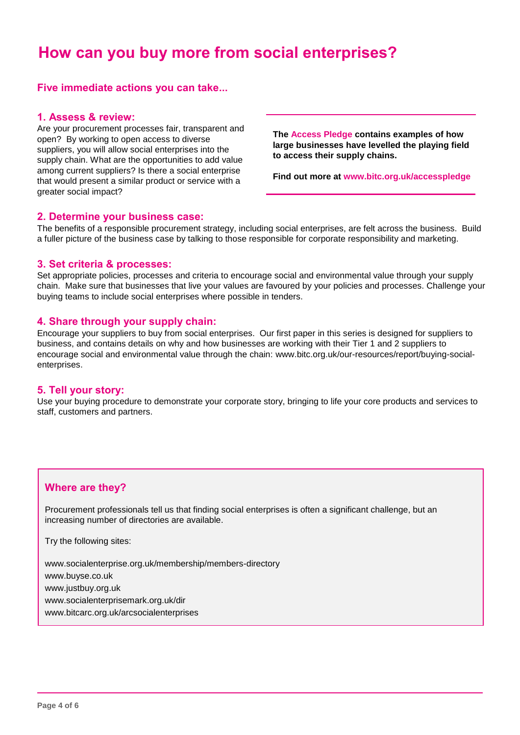# How can you buy more from social enterprises?

## Five immediate actions you can take...

### 1. Assess & review:

Are your procurement processes fair, transparent and open? By working to open access to diverse suppliers, you will allow social enterprises into the supply chain. What are the opportunities to add value among current suppliers? Is there a social enterprise that would present a similar product or service with a greater social impact?

**The Access Pledge contains examples of how large businesses have levelled the playing field to access their supply chains.**

**Find out more at www.bitc.org.uk/accesspledge**

### 2. Determine your business case:

The benefits of a responsible procurement strategy, including social enterprises, are felt across the business. Build a fuller picture of the business case by talking to those responsible for corporate responsibility and marketing.

### 3. Set criteria & processes:

Set appropriate policies, processes and criteria to encourage social and environmental value through your supply chain. Make sure that businesses that live your values are favoured by your policies and processes. Challenge your buying teams to include social enterprises where possible in tenders.

### 4. Share through your supply chain:

Encourage your suppliers to buy from social enterprises. Our first paper in this series is designed for suppliers to business, and contains details on why and how businesses are working with their Tier 1 and 2 suppliers to encourage social and environmental value through the chain: www.bitc.org.uk/our-resources/report/buying-social-enterprises.

### 5. Tell your story:

Use your buying procedure to demonstrate your corporate story, bringing to life your core products and services to staff, customers and partners.

### Where are they?

Procurement professionals tell us that finding social enterprises is often a significant challenge, but an increasing number of directories are available.

Try the following sites:

www.socialenterprise.org.uk/membership/members-directory
www.buyse.co.uk
www.justbuy.org.uk
www.socialenterprisemark.org.uk/dir
www.bitcarc.org.uk/arcsocialenterprises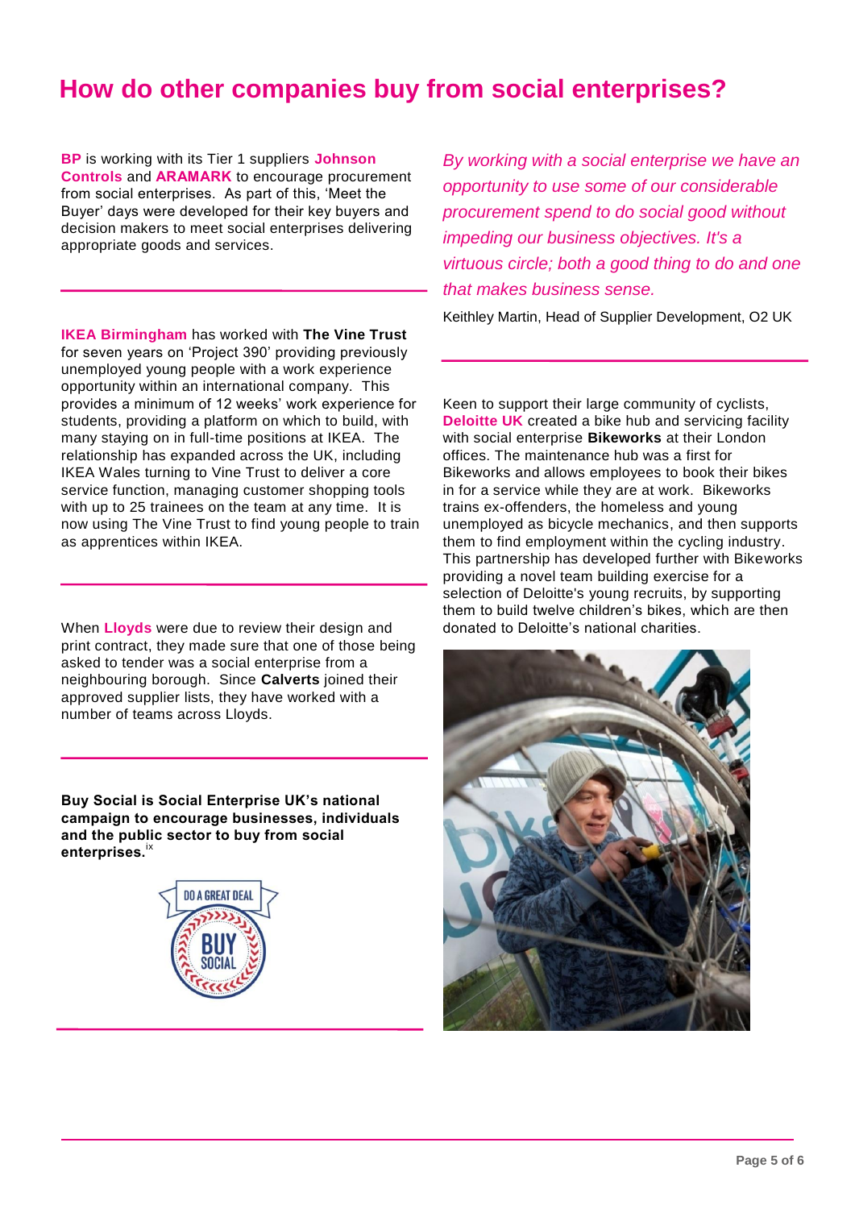# How do other companies buy from social enterprises?

**BP** is working with its Tier 1 suppliers **Johnson Controls** and **ARAMARK** to encourage procurement from social enterprises. As part of this, 'Meet the Buyer' days were developed for their key buyers and decision makers to meet social enterprises delivering appropriate goods and services.

**IKEA Birmingham** has worked with **The Vine Trust** for seven years on 'Project 390' providing previously unemployed young people with a work experience opportunity within an international company. This provides a minimum of 12 weeks' work experience for students, providing a platform on which to build, with many staying on in full-time positions at IKEA. The relationship has expanded across the UK, including IKEA Wales turning to Vine Trust to deliver a core service function, managing customer shopping tools with up to 25 trainees on the team at any time. It is now using The Vine Trust to find young people to train as apprentices within IKEA.

When **Lloyds** were due to review their design and print contract, they made sure that one of those being asked to tender was a social enterprise from a neighbouring borough. Since **Calverts** joined their approved supplier lists, they have worked with a number of teams across Lloyds.

**Buy Social is Social Enterprise UK's national campaign to encourage businesses, individuals and the public sector to buy from social enterprises.**[ix]

*By working with a social enterprise we have an opportunity to use some of our considerable procurement spend to do social good without impeding our business objectives. It's a virtuous circle; both a good thing to do and one that makes business sense.*

Keithley Martin, Head of Supplier Development, O2 UK

Keen to support their large community of cyclists, **Deloitte UK** created a bike hub and servicing facility with social enterprise **Bikeworks** at their London offices. The maintenance hub was a first for Bikeworks and allows employees to book their bikes in for a service while they are at work. Bikeworks trains ex-offenders, the homeless and young unemployed as bicycle mechanics, and then supports them to find employment within the cycling industry. This partnership has developed further with Bikeworks providing a novel team building exercise for a selection of Deloitte's young recruits, by supporting them to build twelve children's bikes, which are then donated to Deloitte's national charities.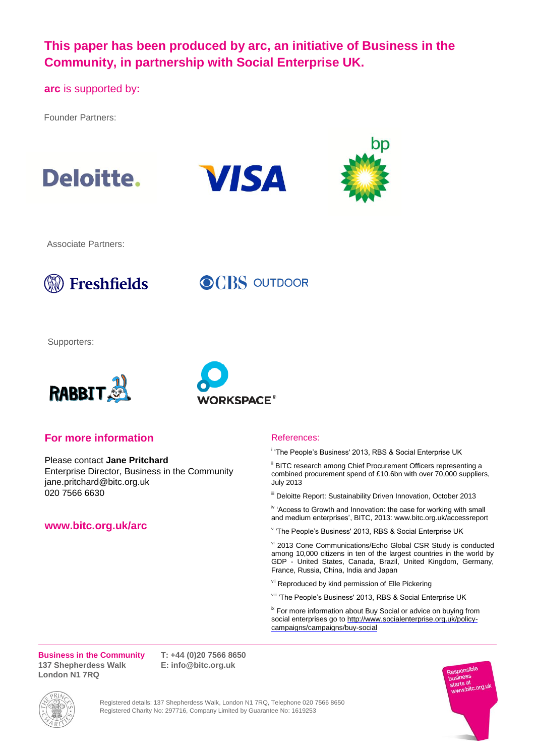**This paper has been produced by arc, an initiative of Business in the Community, in partnership with Social Enterprise UK.**

**arc** is supported by**:**

Founder Partners:

Deloitte.

VISA

bp

Associate Partners:

Freshfields

CBS OUTDOOR

Supporters:

RABBIT

WORKSPACE®

## For more information

Please contact **Jane Pritchard**
Enterprise Director, Business in the Community
jane.pritchard@bitc.org.uk
020 7566 6630

**www.bitc.org.uk/arc**

References:

[i] 'The People's Business' 2013, RBS & Social Enterprise UK

[ii] BITC research among Chief Procurement Officers representing a combined procurement spend of £10.6bn with over 70,000 suppliers, July 2013

[iii] Deloitte Report: Sustainability Driven Innovation, October 2013

[iv] 'Access to Growth and Innovation: the case for working with small and medium enterprises', BITC, 2013: www.bitc.org.uk/accessreport

[v] 'The People's Business' 2013, RBS & Social Enterprise UK

[vi] 2013 Cone Communications/Echo Global CSR Study is conducted among 10,000 citizens in ten of the largest countries in the world by GDP - United States, Canada, Brazil, United Kingdom, Germany, France, Russia, China, India and Japan

[vii] Reproduced by kind permission of Elle Pickering

[viii] 'The People's Business' 2013, RBS & Social Enterprise UK

[ix] For more information about Buy Social or advice on buying from social enterprises go to http://www.socialenterprise.org.uk/policy-campaigns/campaigns/buy-social

---

**Business in the Community**
**137 Shepherdess Walk**
**London N1 7RQ**

**T: +44 (0)20 7566 8650**
**E: info@bitc.org.uk**

Registered details: 137 Shepherdess Walk, London N1 7RQ, Telephone 020 7566 8650
Registered Charity No: 297716, Company Limited by Guarantee No: 1619253

Responsible business starts at www.bitc.org.uk